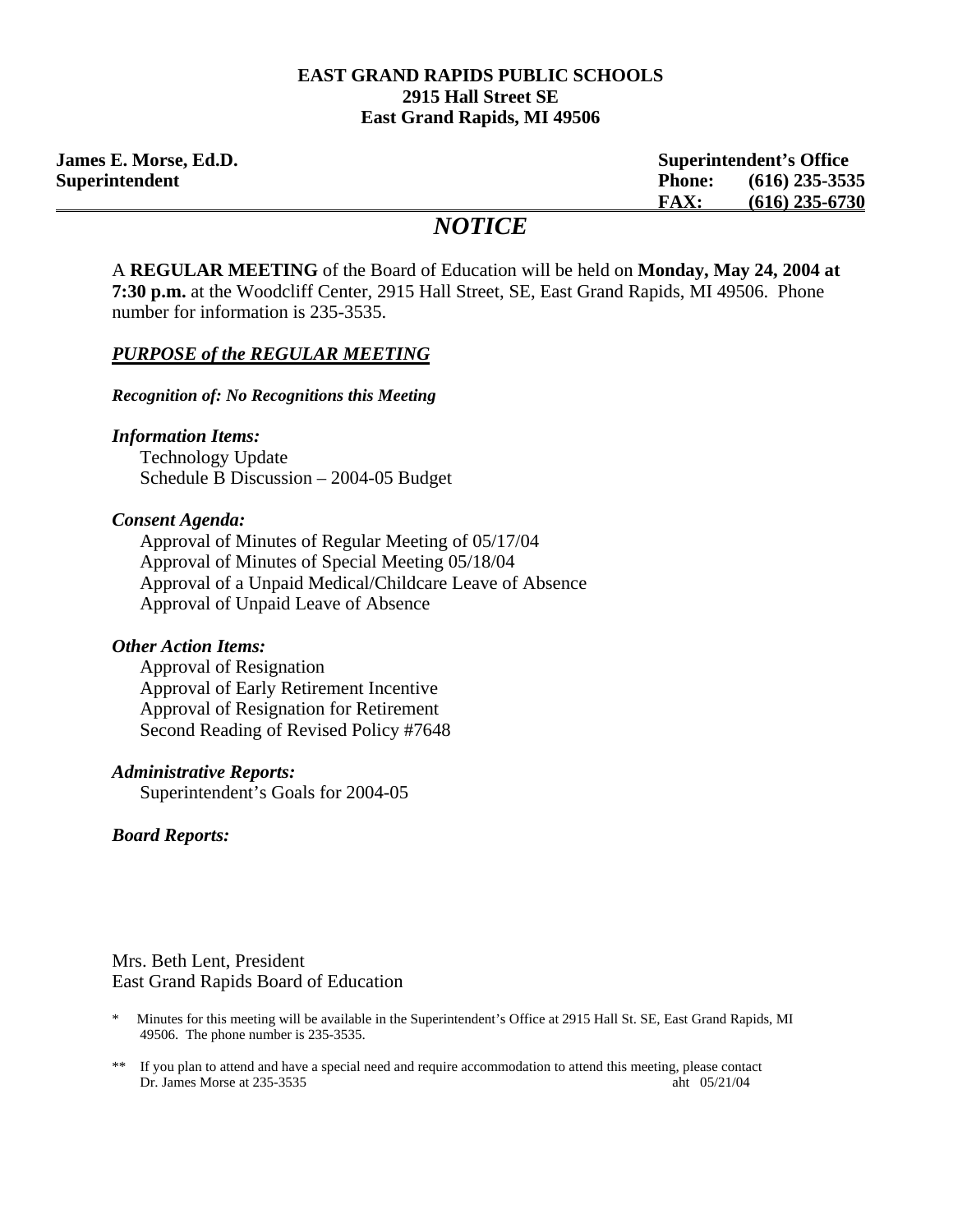**EAST GRAND RAPIDS PUBLIC SCHOOLS**
**2915 Hall Street SE**
**East Grand Rapids, MI 49506**

**James E. Morse, Ed.D.**
**Superintendent**

**Superintendent's Office**
**Phone: (616) 235-3535**
**FAX: (616) 235-6730**

# *NOTICE*

A **REGULAR MEETING** of the Board of Education will be held on **Monday, May 24, 2004 at 7:30 p.m.** at the Woodcliff Center, 2915 Hall Street, SE, East Grand Rapids, MI 49506. Phone number for information is 235-3535.

## ***PURPOSE of the REGULAR MEETING***

***Recognition of: No Recognitions this Meeting***

***Information Items:***

- Technology Update
- Schedule B Discussion – 2004-05 Budget

***Consent Agenda:***

- Approval of Minutes of Regular Meeting of 05/17/04
- Approval of Minutes of Special Meeting 05/18/04
- Approval of a Unpaid Medical/Childcare Leave of Absence
- Approval of Unpaid Leave of Absence

***Other Action Items:***

- Approval of Resignation
- Approval of Early Retirement Incentive
- Approval of Resignation for Retirement
- Second Reading of Revised Policy #7648

***Administrative Reports:***

- Superintendent's Goals for 2004-05

***Board Reports:***

Mrs. Beth Lent, President
East Grand Rapids Board of Education

\* Minutes for this meeting will be available in the Superintendent's Office at 2915 Hall St. SE, East Grand Rapids, MI 49506. The phone number is 235-3535.

\*\* If you plan to attend and have a special need and require accommodation to attend this meeting, please contact Dr. James Morse at 235-3535

aht 05/21/04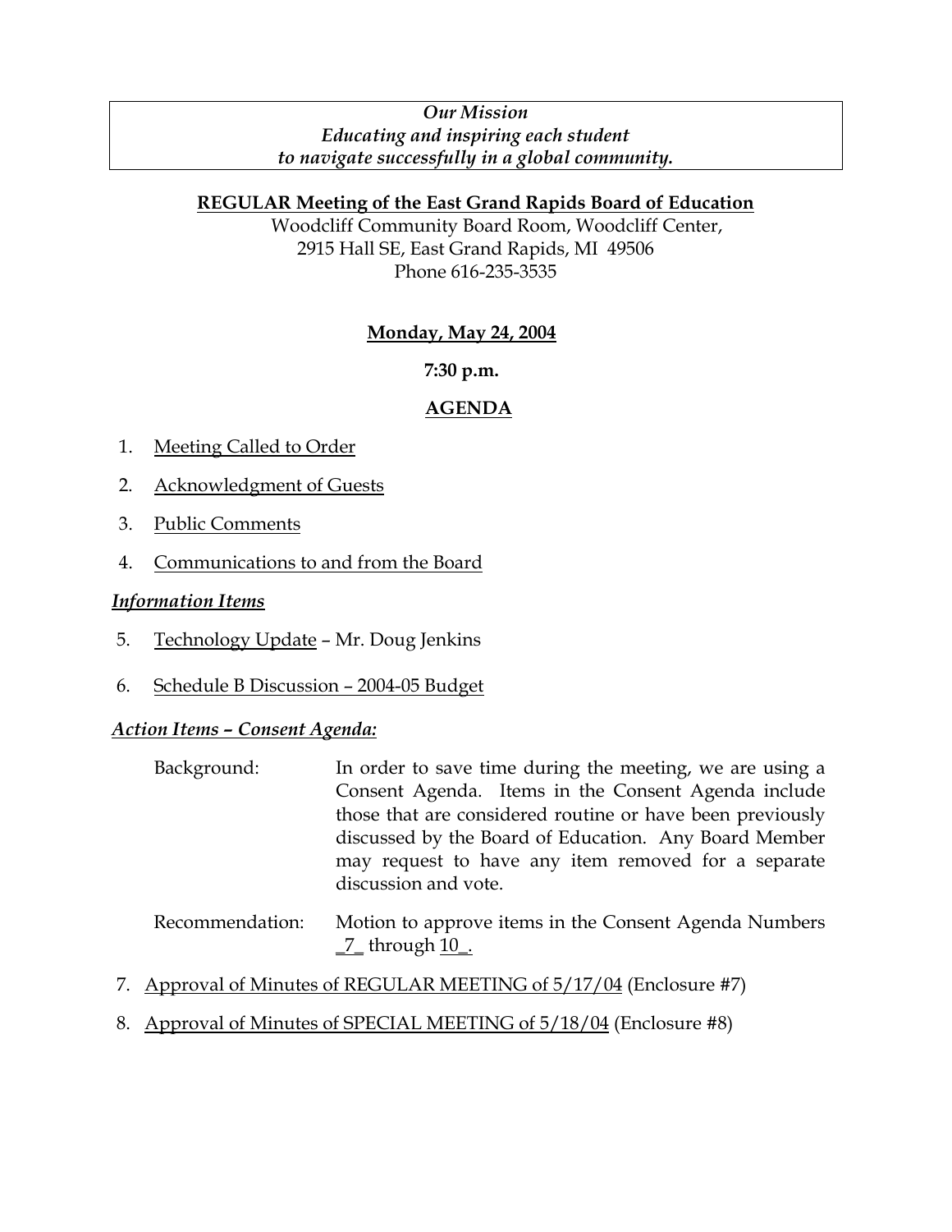*Our Mission*
*Educating and inspiring each student*
*to navigate successfully in a global community.*

**REGULAR Meeting of the East Grand Rapids Board of Education**

Woodcliff Community Board Room, Woodcliff Center,
2915 Hall SE, East Grand Rapids, MI 49506
Phone 616-235-3535

**Monday, May 24, 2004**

**7:30 p.m.**

**AGENDA**

1. Meeting Called to Order
2. Acknowledgment of Guests
3. Public Comments
4. Communications to and from the Board

***Information Items***

5. Technology Update – Mr. Doug Jenkins
6. Schedule B Discussion – 2004-05 Budget

***Action Items – Consent Agenda:***

Background: In order to save time during the meeting, we are using a Consent Agenda. Items in the Consent Agenda include those that are considered routine or have been previously discussed by the Board of Education. Any Board Member may request to have any item removed for a separate discussion and vote.

Recommendation: Motion to approve items in the Consent Agenda Numbers _7_ through 10_.

7. Approval of Minutes of REGULAR MEETING of 5/17/04 (Enclosure #7)
8. Approval of Minutes of SPECIAL MEETING of 5/18/04 (Enclosure #8)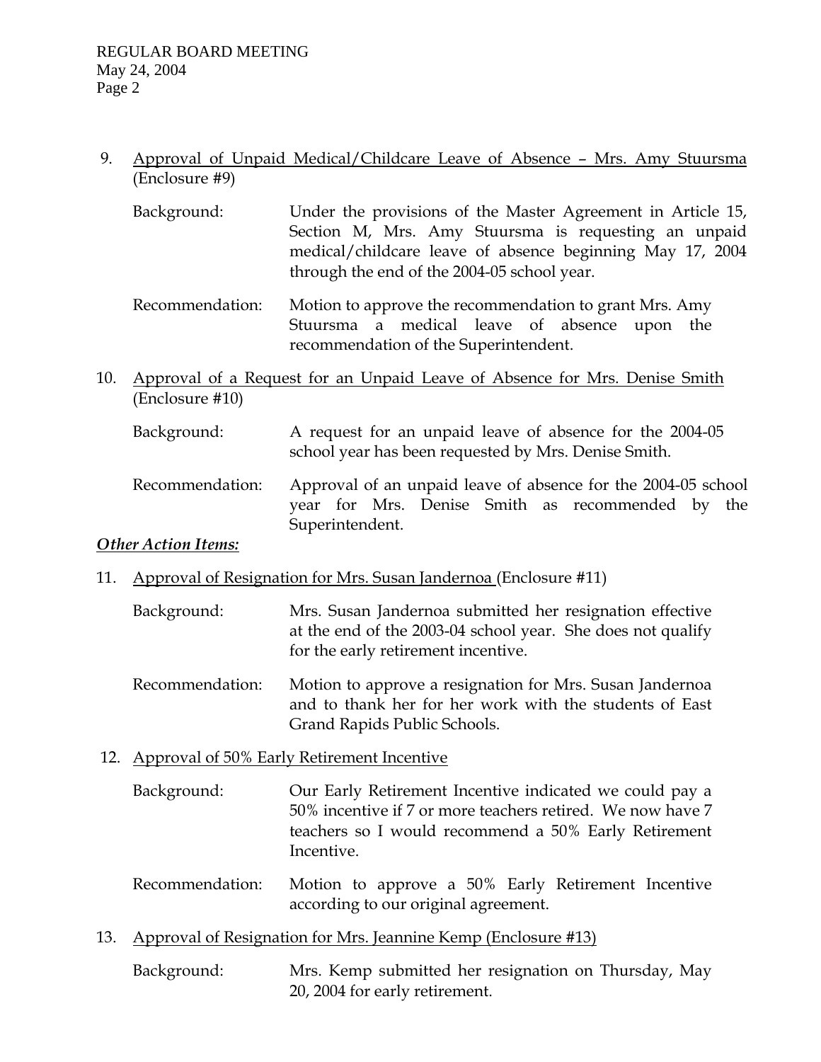9. Approval of Unpaid Medical/Childcare Leave of Absence – Mrs. Amy Stuursma (Enclosure #9)

   Background: Under the provisions of the Master Agreement in Article 15, Section M, Mrs. Amy Stuursma is requesting an unpaid medical/childcare leave of absence beginning May 17, 2004 through the end of the 2004-05 school year.

   Recommendation: Motion to approve the recommendation to grant Mrs. Amy Stuursma a medical leave of absence upon the recommendation of the Superintendent.

10. Approval of a Request for an Unpaid Leave of Absence for Mrs. Denise Smith (Enclosure #10)

   Background: A request for an unpaid leave of absence for the 2004-05 school year has been requested by Mrs. Denise Smith.

   Recommendation: Approval of an unpaid leave of absence for the 2004-05 school year for Mrs. Denise Smith as recommended by the Superintendent.

***Other Action Items:***

11. Approval of Resignation for Mrs. Susan Jandernoa (Enclosure #11)

   Background: Mrs. Susan Jandernoa submitted her resignation effective at the end of the 2003-04 school year. She does not qualify for the early retirement incentive.

   Recommendation: Motion to approve a resignation for Mrs. Susan Jandernoa and to thank her for her work with the students of East Grand Rapids Public Schools.

12. Approval of 50% Early Retirement Incentive

   Background: Our Early Retirement Incentive indicated we could pay a 50% incentive if 7 or more teachers retired. We now have 7 teachers so I would recommend a 50% Early Retirement Incentive.

   Recommendation: Motion to approve a 50% Early Retirement Incentive according to our original agreement.

13. Approval of Resignation for Mrs. Jeannine Kemp (Enclosure #13)

   Background: Mrs. Kemp submitted her resignation on Thursday, May 20, 2004 for early retirement.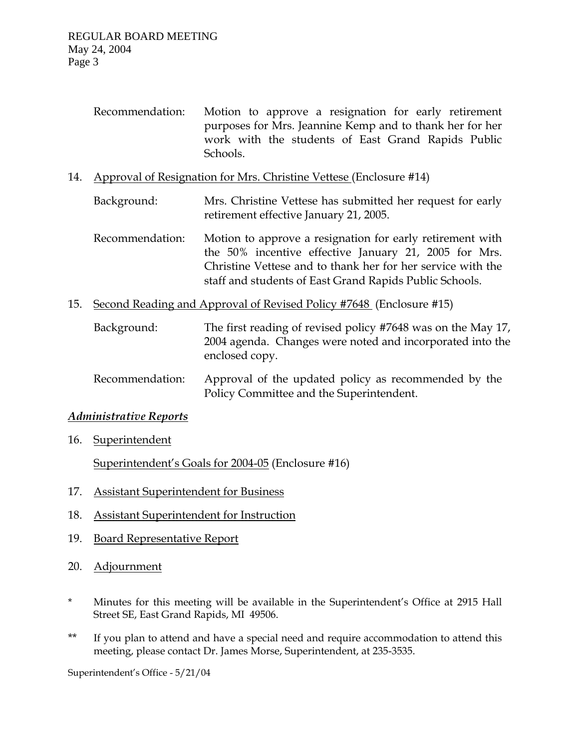Recommendation: Motion to approve a resignation for early retirement purposes for Mrs. Jeannine Kemp and to thank her for her work with the students of East Grand Rapids Public Schools.

14. Approval of Resignation for Mrs. Christine Vettese (Enclosure #14)

    Background: Mrs. Christine Vettese has submitted her request for early retirement effective January 21, 2005.

    Recommendation: Motion to approve a resignation for early retirement with the 50% incentive effective January 21, 2005 for Mrs. Christine Vettese and to thank her for her service with the staff and students of East Grand Rapids Public Schools.

15. Second Reading and Approval of Revised Policy #7648 (Enclosure #15)

    Background: The first reading of revised policy #7648 was on the May 17, 2004 agenda. Changes were noted and incorporated into the enclosed copy.

    Recommendation: Approval of the updated policy as recommended by the Policy Committee and the Superintendent.

***Administrative Reports***

16. Superintendent

    Superintendent's Goals for 2004-05 (Enclosure #16)

17. Assistant Superintendent for Business

18. Assistant Superintendent for Instruction

19. Board Representative Report

20. Adjournment

\* Minutes for this meeting will be available in the Superintendent's Office at 2915 Hall Street SE, East Grand Rapids, MI 49506.

\*\* If you plan to attend and have a special need and require accommodation to attend this meeting, please contact Dr. James Morse, Superintendent, at 235-3535.

Superintendent's Office - 5/21/04